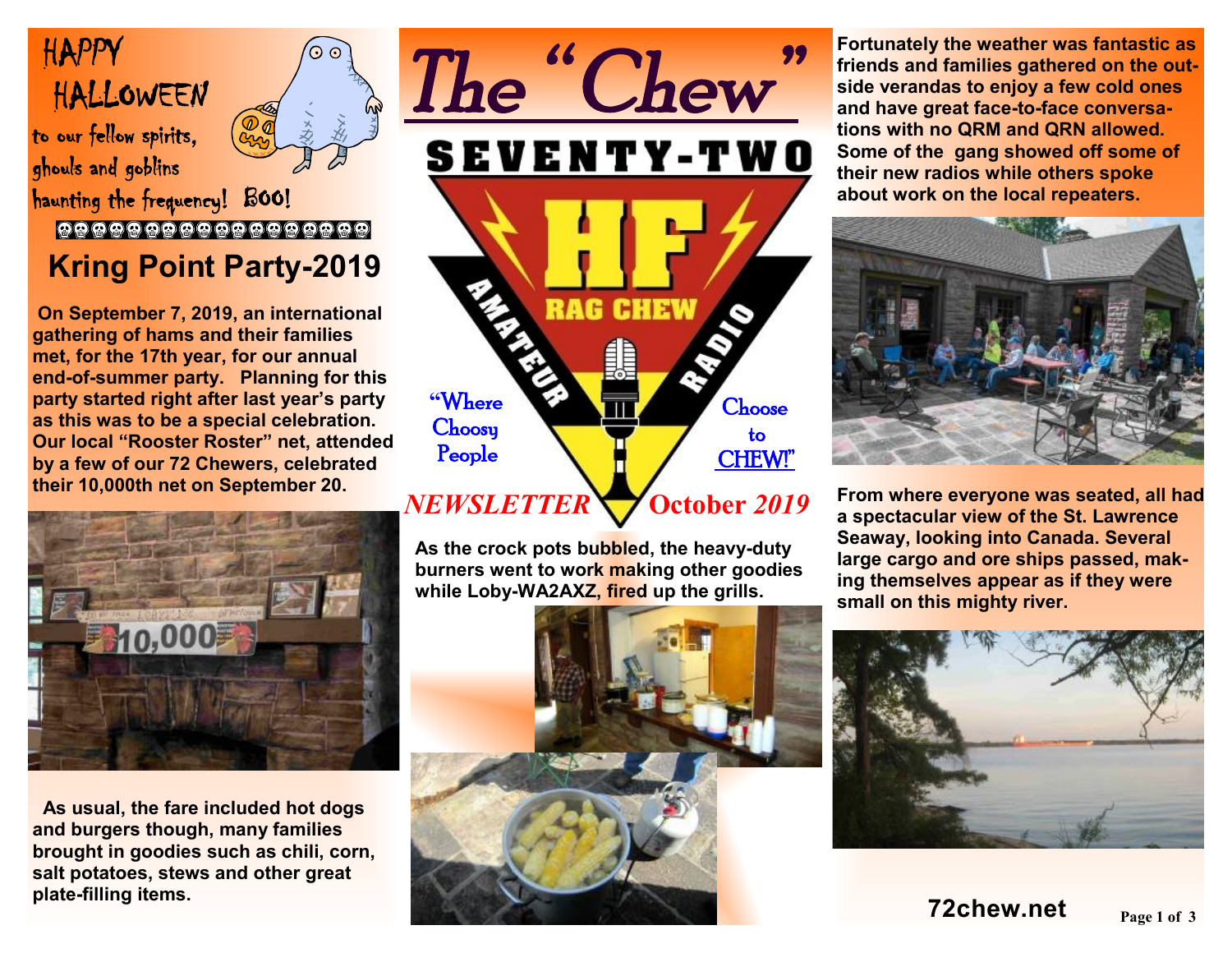# The "Chew"

SEVENTY-TWO

HF RAG CHEW AMATEUR RADIO

"Where Choosy People Choose to CHEW!"

*NEWSLETTER* October *2019*

HAPPY HALLOWEEN to our fellow spirits, ghouls and goblins haunting the frequency! BOO!

## Kring Point Party-2019

**On September 7, 2019, an international gathering of hams and their families met, for the 17th year, for our annual end-of-summer party. Planning for this party started right after last year's party as this was to be a special celebration. Our local "Rooster Roster" net, attended by a few of our 72 Chewers, celebrated their 10,000th net on September 20.**

**As usual, the fare included hot dogs and burgers though, many families brought in goodies such as chili, corn, salt potatoes, stews and other great plate-filling items.**

**As the crock pots bubbled, the heavy-duty burners went to work making other goodies while Loby-WA2AXZ, fired up the grills.**

**Fortunately the weather was fantastic as friends and families gathered on the outside verandas to enjoy a few cold ones and have great face-to-face conversations with no QRM and QRN allowed. Some of the gang showed off some of their new radios while others spoke about work on the local repeaters.**

**From where everyone was seated, all had a spectacular view of the St. Lawrence Seaway, looking into Canada. Several large cargo and ore ships passed, making themselves appear as if they were small on this mighty river.**

**72chew.net**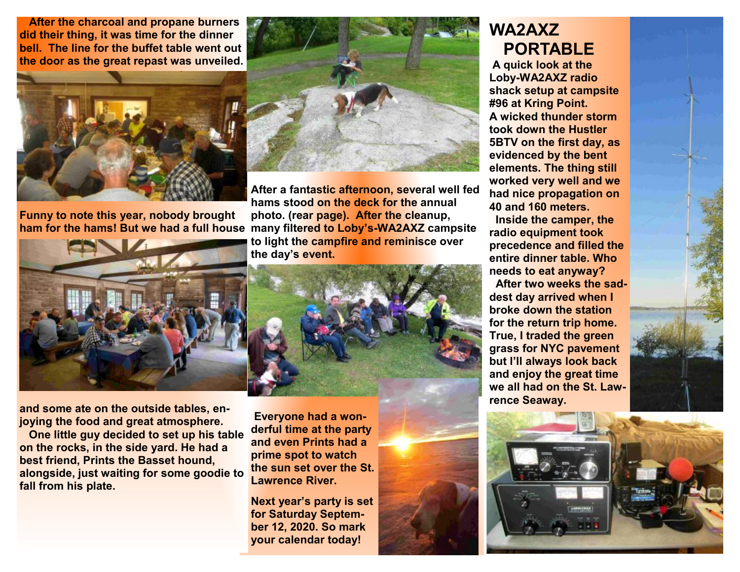After the charcoal and propane burners did their thing, it was time for the dinner bell. The line for the buffet table went out the door as the great repast was unveiled.

Funny to note this year, nobody brought ham for the hams! But we had a full house and some ate on the outside tables, enjoying the food and great atmosphere.

One little guy decided to set up his table on the rocks, in the side yard. He had a best friend, Prints the Basset hound, alongside, just waiting for some goodie to fall from his plate.

After a fantastic afternoon, several well fed hams stood on the deck for the annual photo. (rear page). After the cleanup, many filtered to Loby's-WA2AXZ campsite to light the campfire and reminisce over the day's event.

Everyone had a wonderful time at the party and even Prints had a prime spot to watch the sun set over the St. Lawrence River.

Next year's party is set for Saturday September 12, 2020. So mark your calendar today!

# WA2AXZ PORTABLE

A quick look at the Loby-WA2AXZ radio shack setup at campsite #96 at Kring Point.

A wicked thunder storm took down the Hustler 5BTV on the first day, as evidenced by the bent elements. The thing still worked very well and we had nice propagation on 40 and 160 meters.

Inside the camper, the radio equipment took precedence and filled the entire dinner table. Who needs to eat anyway?

After two weeks the saddest day arrived when I broke down the station for the return trip home. True, I traded the green grass for NYC pavement but I'll always look back and enjoy the great time we all had on the St. Lawrence Seaway.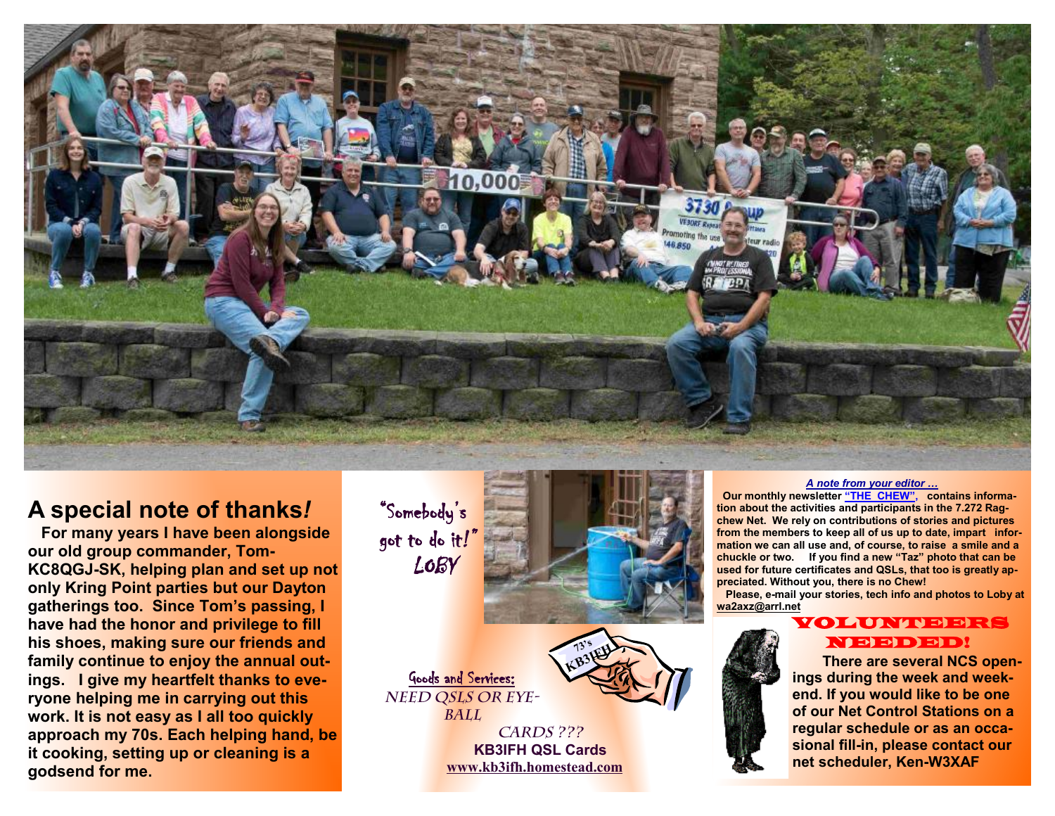## A special note of thanks!

**For many years I have been alongside our old group commander, Tom-KC8QGJ-SK, helping plan and set up not only Kring Point parties but our Dayton gatherings too. Since Tom's passing, I have had the honor and privilege to fill his shoes, making sure our friends and family continue to enjoy the annual outings. I give my heartfelt thanks to everyone helping me in carrying out this work. It is not easy as I all too quickly approach my 70s. Each helping hand, be it cooking, setting up or cleaning is a godsend for me.**

"Somebody's got to do it!"
LOBY

Goods and Services:
NEED QSLS OR EYE-BALL
CARDS ???
**KB3IFH QSL Cards**
www.kb3ifh.homestead.com

*A note from your editor ...*

**Our monthly newsletter "THE CHEW", contains information about the activities and participants in the 7.272 Rag-chew Net. We rely on contributions of stories and pictures from the members to keep all of us up to date, impart information we can all use and, of course, to raise a smile and a chuckle or two. If you find a new "Taz" photo that can be used for future certificates and QSLs, that too is greatly appreciated. Without you, there is no Chew!**

**Please, e-mail your stories, tech info and photos to Loby at wa2axz@arrl.net**

## VOLUNTEERS NEEDED!

**There are several NCS openings during the week and weekend. If you would like to be one of our Net Control Stations on a regular schedule or as an occasional fill-in, please contact our net scheduler, Ken-W3XAF**